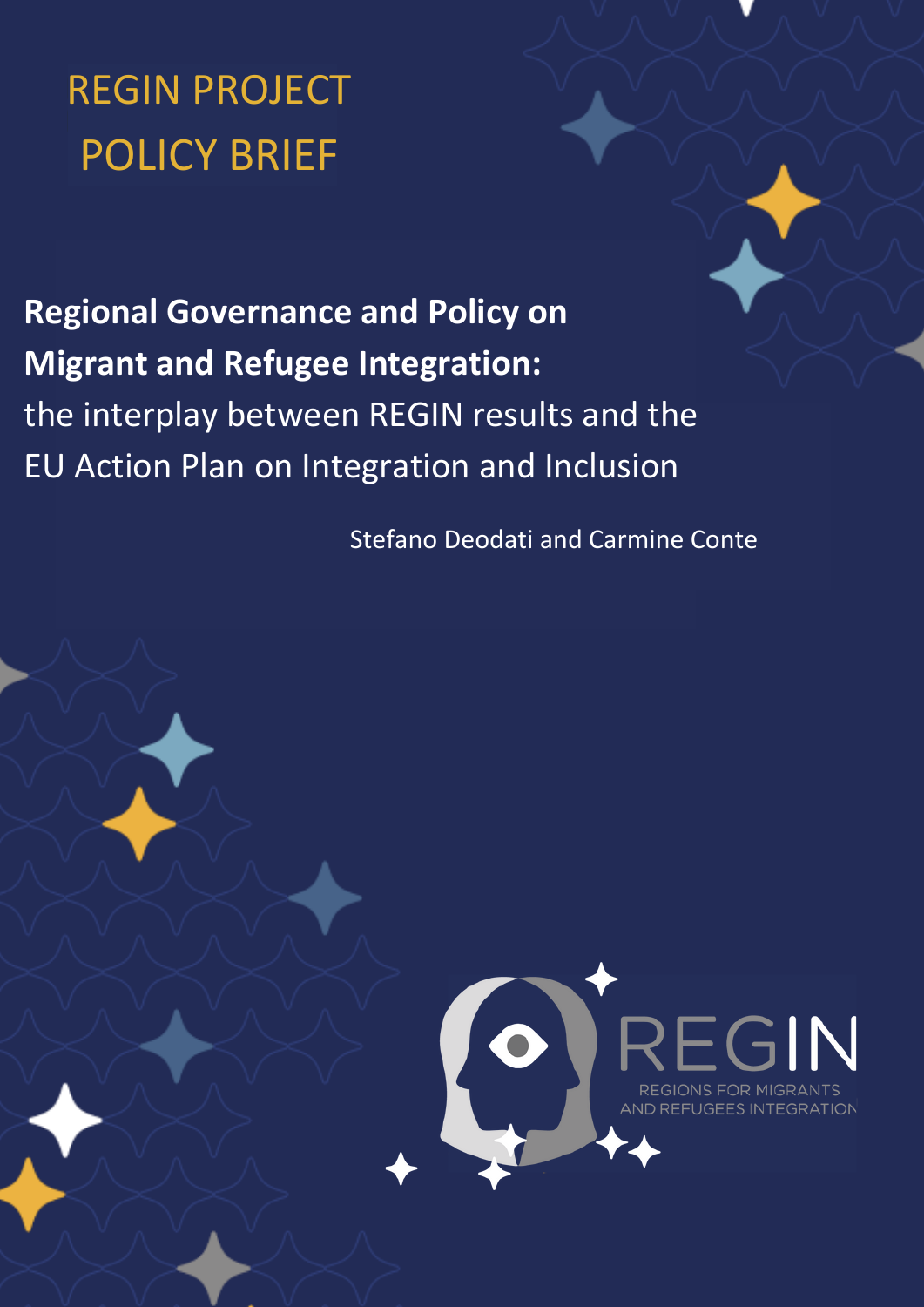REGIN PROJECT

POLICY BRIEF

# **Regional Governance and Policy on Migrant and Refugee Integration:** the interplay between REGIN results and the EU Action Plan on Integration and Inclusion

Stefano Deodati and Carmine Conte

REGIN

REGIONS FOR MIGRANTS AND REFUGEES INTEGRATION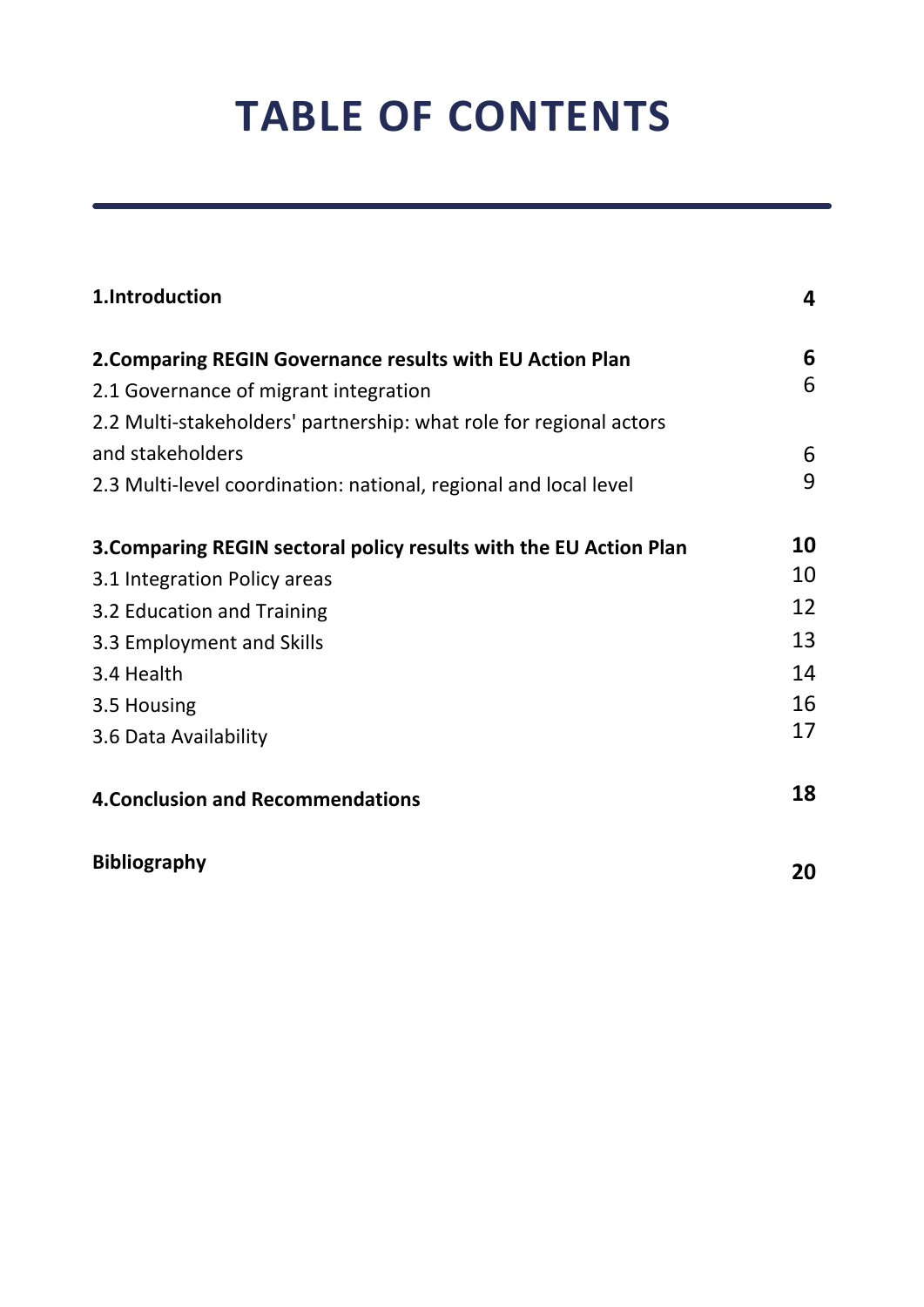# TABLE OF CONTENTS

| | |
|---|---|
| **1.Introduction** | **4** |
| **2.Comparing REGIN Governance results with EU Action Plan** | **6** |
| 2.1 Governance of migrant integration | 6 |
| 2.2 Multi-stakeholders' partnership: what role for regional actors and stakeholders | 6 |
| 2.3 Multi-level coordination: national, regional and local level | 9 |
| **3.Comparing REGIN sectoral policy results with the EU Action Plan** | **10** |
| 3.1 Integration Policy areas | 10 |
| 3.2 Education and Training | 12 |
| 3.3 Employment and Skills | 13 |
| 3.4 Health | 14 |
| 3.5 Housing | 16 |
| 3.6 Data Availability | 17 |
| **4.Conclusion and Recommendations** | **18** |
| **Bibliography** | **20** |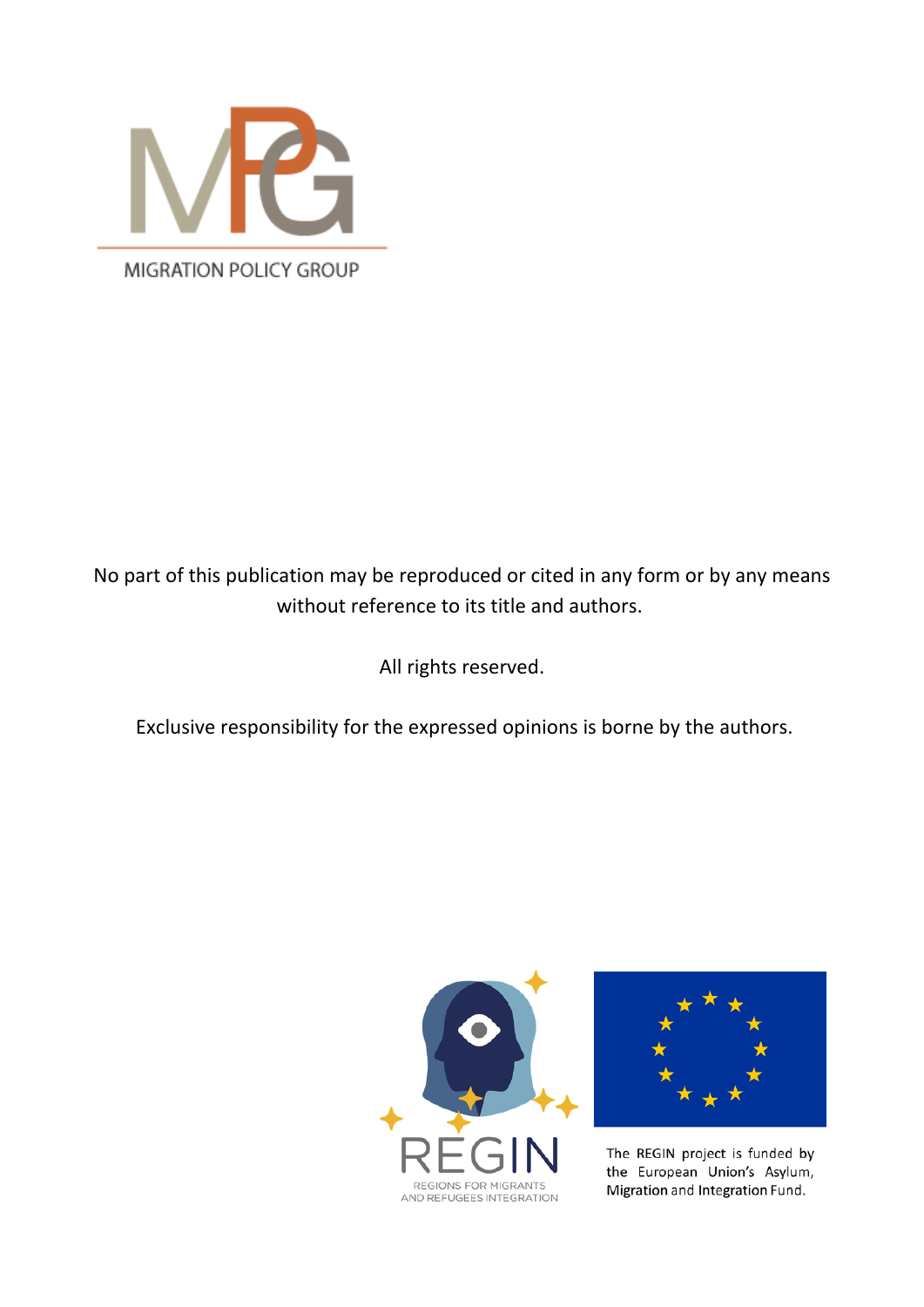MIGRATION POLICY GROUP

No part of this publication may be reproduced or cited in any form or by any means without reference to its title and authors.

All rights reserved.

Exclusive responsibility for the expressed opinions is borne by the authors.

REGIN
REGIONS FOR MIGRANTS AND REFUGEES INTEGRATION

The REGIN project is funded by the European Union's Asylum, Migration and Integration Fund.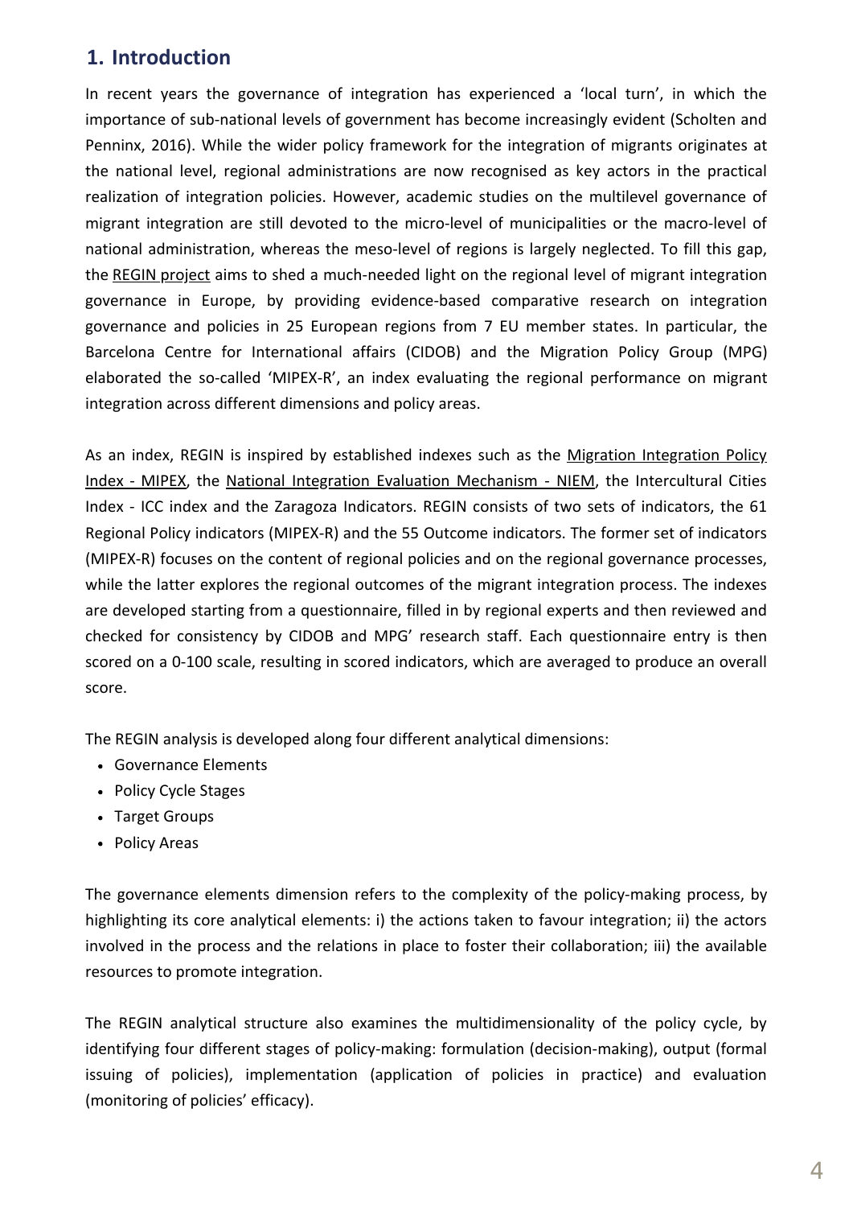## 1. Introduction

In recent years the governance of integration has experienced a 'local turn', in which the importance of sub-national levels of government has become increasingly evident (Scholten and Penninx, 2016). While the wider policy framework for the integration of migrants originates at the national level, regional administrations are now recognised as key actors in the practical realization of integration policies. However, academic studies on the multilevel governance of migrant integration are still devoted to the micro-level of municipalities or the macro-level of national administration, whereas the meso-level of regions is largely neglected. To fill this gap, the REGIN project aims to shed a much-needed light on the regional level of migrant integration governance in Europe, by providing evidence-based comparative research on integration governance and policies in 25 European regions from 7 EU member states. In particular, the Barcelona Centre for International affairs (CIDOB) and the Migration Policy Group (MPG) elaborated the so-called 'MIPEX-R', an index evaluating the regional performance on migrant integration across different dimensions and policy areas.

As an index, REGIN is inspired by established indexes such as the Migration Integration Policy Index - MIPEX, the National Integration Evaluation Mechanism - NIEM, the Intercultural Cities Index - ICC index and the Zaragoza Indicators. REGIN consists of two sets of indicators, the 61 Regional Policy indicators (MIPEX-R) and the 55 Outcome indicators. The former set of indicators (MIPEX-R) focuses on the content of regional policies and on the regional governance processes, while the latter explores the regional outcomes of the migrant integration process. The indexes are developed starting from a questionnaire, filled in by regional experts and then reviewed and checked for consistency by CIDOB and MPG' research staff. Each questionnaire entry is then scored on a 0-100 scale, resulting in scored indicators, which are averaged to produce an overall score.

The REGIN analysis is developed along four different analytical dimensions:

- Governance Elements
- Policy Cycle Stages
- Target Groups
- Policy Areas

The governance elements dimension refers to the complexity of the policy-making process, by highlighting its core analytical elements: i) the actions taken to favour integration; ii) the actors involved in the process and the relations in place to foster their collaboration; iii) the available resources to promote integration.

The REGIN analytical structure also examines the multidimensionality of the policy cycle, by identifying four different stages of policy-making: formulation (decision-making), output (formal issuing of policies), implementation (application of policies in practice) and evaluation (monitoring of policies' efficacy).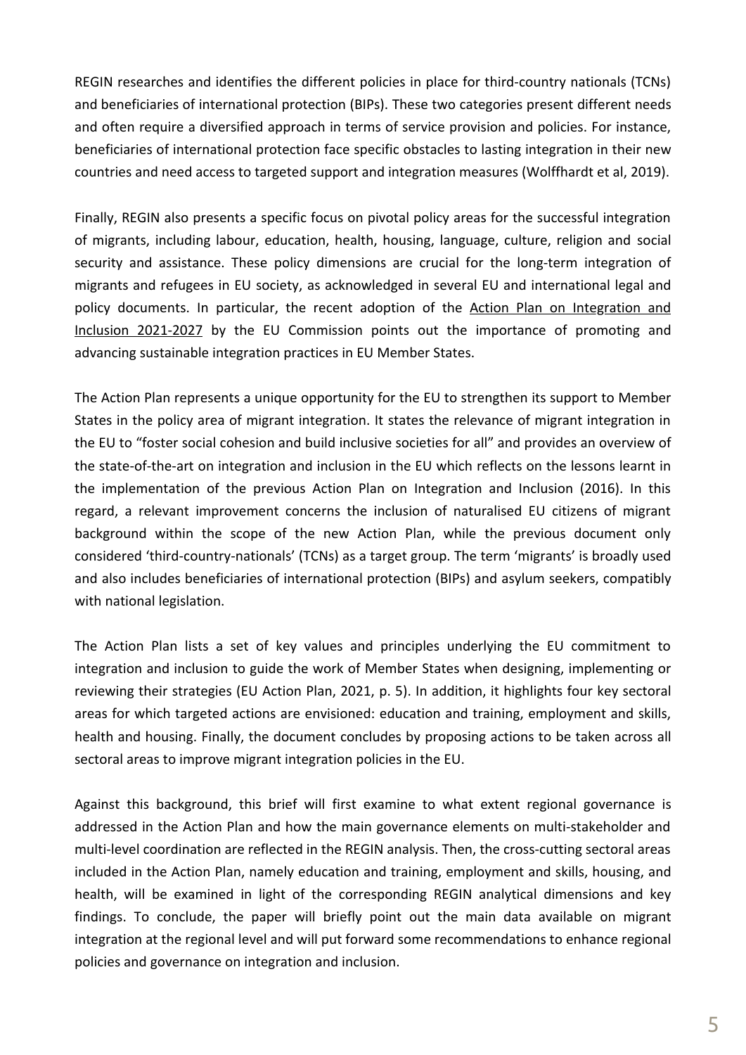REGIN researches and identifies the different policies in place for third-country nationals (TCNs) and beneficiaries of international protection (BIPs). These two categories present different needs and often require a diversified approach in terms of service provision and policies. For instance, beneficiaries of international protection face specific obstacles to lasting integration in their new countries and need access to targeted support and integration measures (Wolffhardt et al, 2019).

Finally, REGIN also presents a specific focus on pivotal policy areas for the successful integration of migrants, including labour, education, health, housing, language, culture, religion and social security and assistance. These policy dimensions are crucial for the long-term integration of migrants and refugees in EU society, as acknowledged in several EU and international legal and policy documents. In particular, the recent adoption of the Action Plan on Integration and Inclusion 2021-2027 by the EU Commission points out the importance of promoting and advancing sustainable integration practices in EU Member States.

The Action Plan represents a unique opportunity for the EU to strengthen its support to Member States in the policy area of migrant integration. It states the relevance of migrant integration in the EU to "foster social cohesion and build inclusive societies for all" and provides an overview of the state-of-the-art on integration and inclusion in the EU which reflects on the lessons learnt in the implementation of the previous Action Plan on Integration and Inclusion (2016). In this regard, a relevant improvement concerns the inclusion of naturalised EU citizens of migrant background within the scope of the new Action Plan, while the previous document only considered 'third-country-nationals' (TCNs) as a target group. The term 'migrants' is broadly used and also includes beneficiaries of international protection (BIPs) and asylum seekers, compatibly with national legislation.

The Action Plan lists a set of key values and principles underlying the EU commitment to integration and inclusion to guide the work of Member States when designing, implementing or reviewing their strategies (EU Action Plan, 2021, p. 5). In addition, it highlights four key sectoral areas for which targeted actions are envisioned: education and training, employment and skills, health and housing. Finally, the document concludes by proposing actions to be taken across all sectoral areas to improve migrant integration policies in the EU.

Against this background, this brief will first examine to what extent regional governance is addressed in the Action Plan and how the main governance elements on multi-stakeholder and multi-level coordination are reflected in the REGIN analysis. Then, the cross-cutting sectoral areas included in the Action Plan, namely education and training, employment and skills, housing, and health, will be examined in light of the corresponding REGIN analytical dimensions and key findings. To conclude, the paper will briefly point out the main data available on migrant integration at the regional level and will put forward some recommendations to enhance regional policies and governance on integration and inclusion.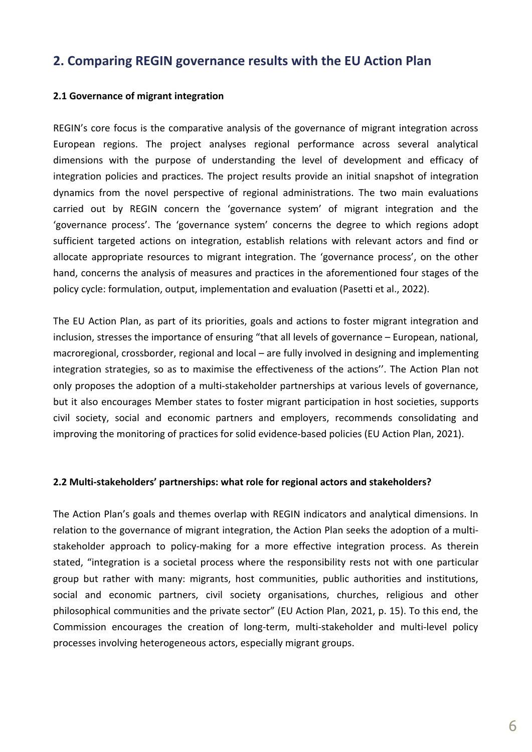## 2. Comparing REGIN governance results with the EU Action Plan

### 2.1 Governance of migrant integration

REGIN's core focus is the comparative analysis of the governance of migrant integration across European regions. The project analyses regional performance across several analytical dimensions with the purpose of understanding the level of development and efficacy of integration policies and practices. The project results provide an initial snapshot of integration dynamics from the novel perspective of regional administrations. The two main evaluations carried out by REGIN concern the 'governance system' of migrant integration and the 'governance process'. The 'governance system' concerns the degree to which regions adopt sufficient targeted actions on integration, establish relations with relevant actors and find or allocate appropriate resources to migrant integration. The 'governance process', on the other hand, concerns the analysis of measures and practices in the aforementioned four stages of the policy cycle: formulation, output, implementation and evaluation (Pasetti et al., 2022).

The EU Action Plan, as part of its priorities, goals and actions to foster migrant integration and inclusion, stresses the importance of ensuring "that all levels of governance – European, national, macroregional, crossborder, regional and local – are fully involved in designing and implementing integration strategies, so as to maximise the effectiveness of the actions''. The Action Plan not only proposes the adoption of a multi-stakeholder partnerships at various levels of governance, but it also encourages Member states to foster migrant participation in host societies, supports civil society, social and economic partners and employers, recommends consolidating and improving the monitoring of practices for solid evidence-based policies (EU Action Plan, 2021).

### 2.2 Multi-stakeholders' partnerships: what role for regional actors and stakeholders?

The Action Plan's goals and themes overlap with REGIN indicators and analytical dimensions. In relation to the governance of migrant integration, the Action Plan seeks the adoption of a multi-stakeholder approach to policy-making for a more effective integration process. As therein stated, "integration is a societal process where the responsibility rests not with one particular group but rather with many: migrants, host communities, public authorities and institutions, social and economic partners, civil society organisations, churches, religious and other philosophical communities and the private sector" (EU Action Plan, 2021, p. 15). To this end, the Commission encourages the creation of long-term, multi-stakeholder and multi-level policy processes involving heterogeneous actors, especially migrant groups.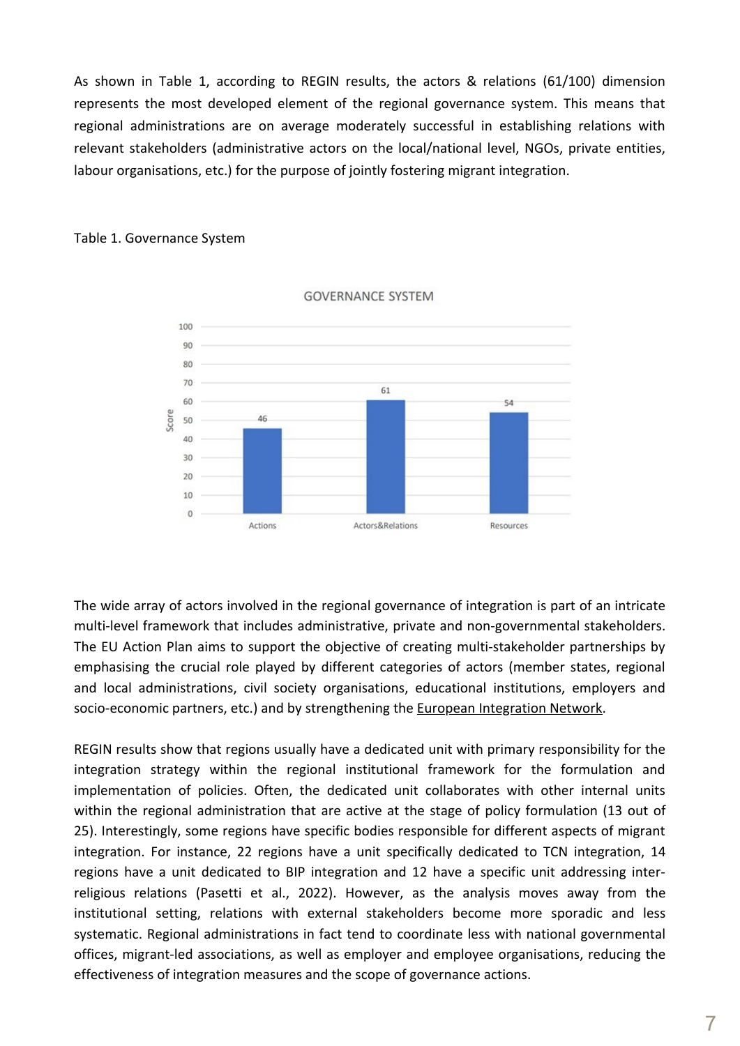As shown in Table 1, according to REGIN results, the actors & relations (61/100) dimension represents the most developed element of the regional governance system. This means that regional administrations are on average moderately successful in establishing relations with relevant stakeholders (administrative actors on the local/national level, NGOs, private entities, labour organisations, etc.) for the purpose of jointly fostering migrant integration.

Table 1. Governance System

GOVERNANCE SYSTEM

| | Actions | Actors&Relations | Resources |
|---|---|---|---|
| Score | 46 | 61 | 54 |

The wide array of actors involved in the regional governance of integration is part of an intricate multi-level framework that includes administrative, private and non-governmental stakeholders. The EU Action Plan aims to support the objective of creating multi-stakeholder partnerships by emphasising the crucial role played by different categories of actors (member states, regional and local administrations, civil society organisations, educational institutions, employers and socio-economic partners, etc.) and by strengthening the European Integration Network.

REGIN results show that regions usually have a dedicated unit with primary responsibility for the integration strategy within the regional institutional framework for the formulation and implementation of policies. Often, the dedicated unit collaborates with other internal units within the regional administration that are active at the stage of policy formulation (13 out of 25). Interestingly, some regions have specific bodies responsible for different aspects of migrant integration. For instance, 22 regions have a unit specifically dedicated to TCN integration, 14 regions have a unit dedicated to BIP integration and 12 have a specific unit addressing inter-religious relations (Pasetti et al., 2022). However, as the analysis moves away from the institutional setting, relations with external stakeholders become more sporadic and less systematic. Regional administrations in fact tend to coordinate less with national governmental offices, migrant-led associations, as well as employer and employee organisations, reducing the effectiveness of integration measures and the scope of governance actions.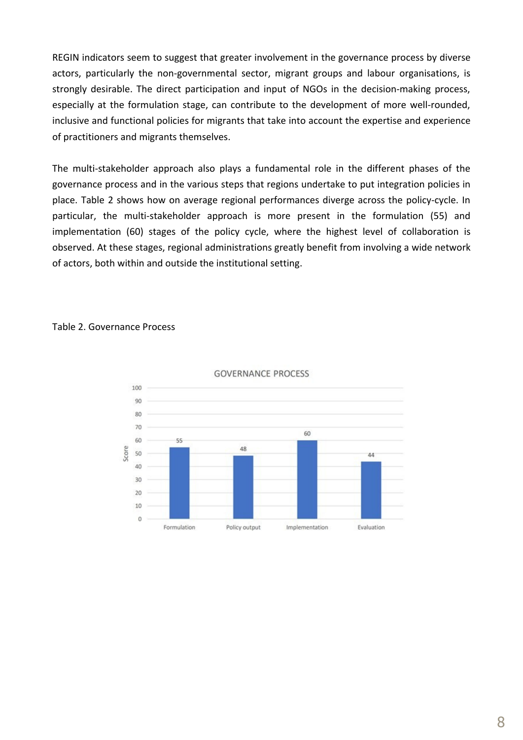REGIN indicators seem to suggest that greater involvement in the governance process by diverse actors, particularly the non-governmental sector, migrant groups and labour organisations, is strongly desirable. The direct participation and input of NGOs in the decision-making process, especially at the formulation stage, can contribute to the development of more well-rounded, inclusive and functional policies for migrants that take into account the expertise and experience of practitioners and migrants themselves.

The multi-stakeholder approach also plays a fundamental role in the different phases of the governance process and in the various steps that regions undertake to put integration policies in place. Table 2 shows how on average regional performances diverge across the policy-cycle. In particular, the multi-stakeholder approach is more present in the formulation (55) and implementation (60) stages of the policy cycle, where the highest level of collaboration is observed. At these stages, regional administrations greatly benefit from involving a wide network of actors, both within and outside the institutional setting.

Table 2. Governance Process

GOVERNANCE PROCESS

| Stage | Score |
|---|---|
| Formulation | 55 |
| Policy output | 48 |
| Implementation | 60 |
| Evaluation | 44 |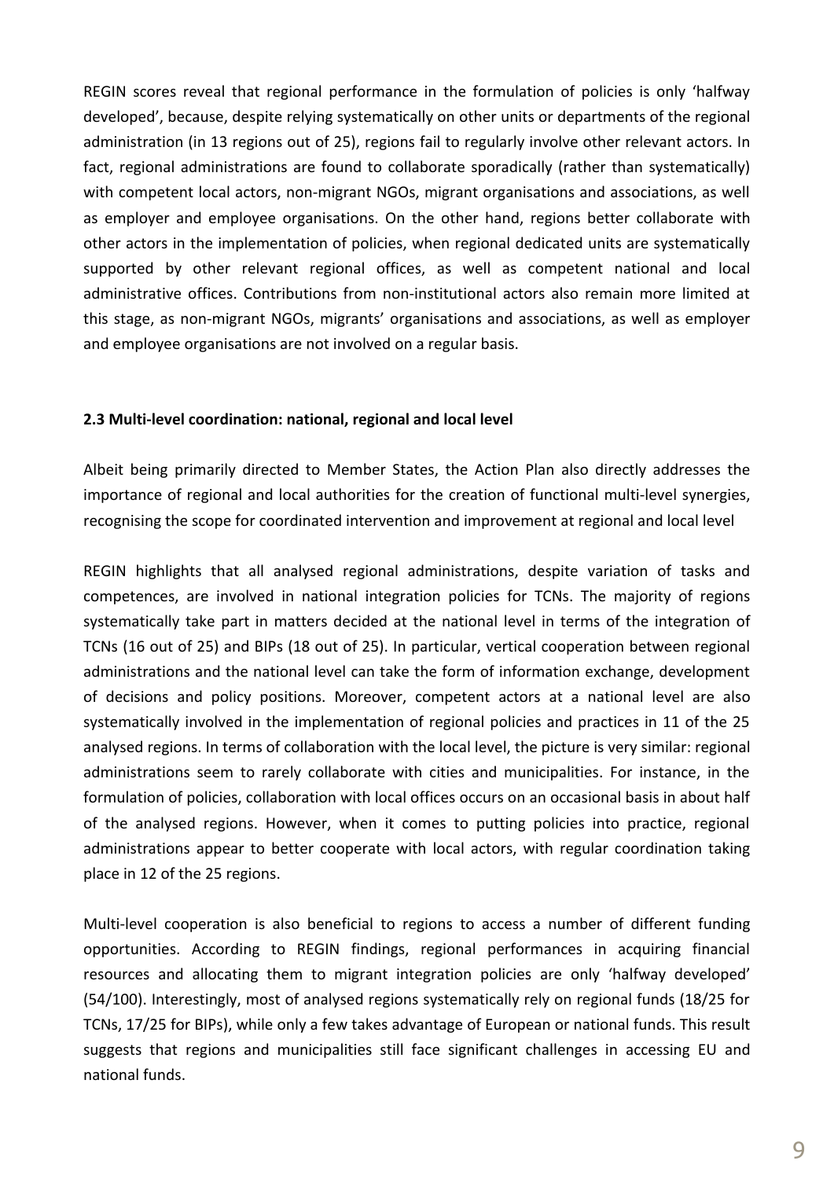REGIN scores reveal that regional performance in the formulation of policies is only 'halfway developed', because, despite relying systematically on other units or departments of the regional administration (in 13 regions out of 25), regions fail to regularly involve other relevant actors. In fact, regional administrations are found to collaborate sporadically (rather than systematically) with competent local actors, non-migrant NGOs, migrant organisations and associations, as well as employer and employee organisations. On the other hand, regions better collaborate with other actors in the implementation of policies, when regional dedicated units are systematically supported by other relevant regional offices, as well as competent national and local administrative offices. Contributions from non-institutional actors also remain more limited at this stage, as non-migrant NGOs, migrants' organisations and associations, as well as employer and employee organisations are not involved on a regular basis.

### 2.3 Multi-level coordination: national, regional and local level

Albeit being primarily directed to Member States, the Action Plan also directly addresses the importance of regional and local authorities for the creation of functional multi-level synergies, recognising the scope for coordinated intervention and improvement at regional and local level

REGIN highlights that all analysed regional administrations, despite variation of tasks and competences, are involved in national integration policies for TCNs. The majority of regions systematically take part in matters decided at the national level in terms of the integration of TCNs (16 out of 25) and BIPs (18 out of 25). In particular, vertical cooperation between regional administrations and the national level can take the form of information exchange, development of decisions and policy positions. Moreover, competent actors at a national level are also systematically involved in the implementation of regional policies and practices in 11 of the 25 analysed regions. In terms of collaboration with the local level, the picture is very similar: regional administrations seem to rarely collaborate with cities and municipalities. For instance, in the formulation of policies, collaboration with local offices occurs on an occasional basis in about half of the analysed regions. However, when it comes to putting policies into practice, regional administrations appear to better cooperate with local actors, with regular coordination taking place in 12 of the 25 regions.

Multi-level cooperation is also beneficial to regions to access a number of different funding opportunities. According to REGIN findings, regional performances in acquiring financial resources and allocating them to migrant integration policies are only 'halfway developed' (54/100). Interestingly, most of analysed regions systematically rely on regional funds (18/25 for TCNs, 17/25 for BIPs), while only a few takes advantage of European or national funds. This result suggests that regions and municipalities still face significant challenges in accessing EU and national funds.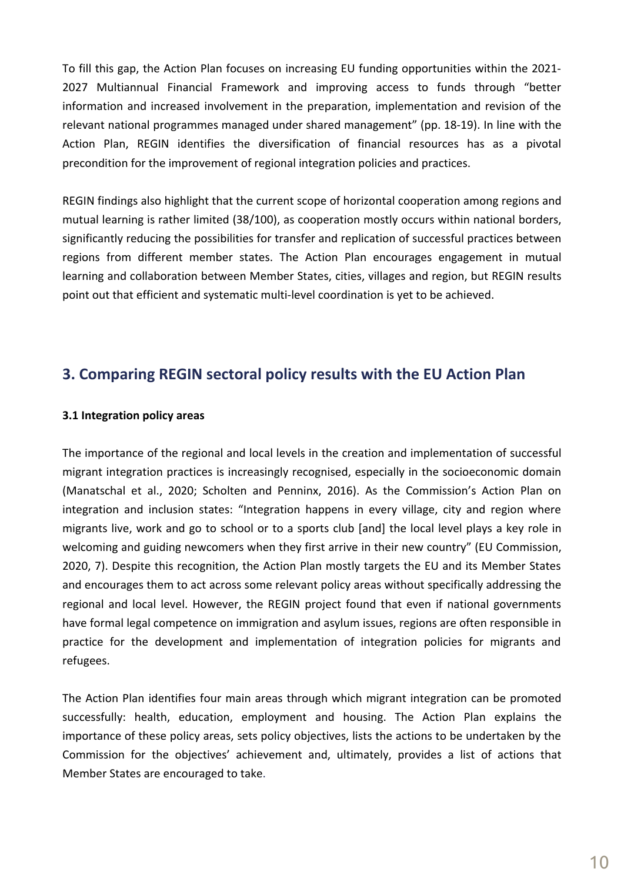To fill this gap, the Action Plan focuses on increasing EU funding opportunities within the 2021-2027 Multiannual Financial Framework and improving access to funds through "better information and increased involvement in the preparation, implementation and revision of the relevant national programmes managed under shared management" (pp. 18-19). In line with the Action Plan, REGIN identifies the diversification of financial resources has as a pivotal precondition for the improvement of regional integration policies and practices.

REGIN findings also highlight that the current scope of horizontal cooperation among regions and mutual learning is rather limited (38/100), as cooperation mostly occurs within national borders, significantly reducing the possibilities for transfer and replication of successful practices between regions from different member states. The Action Plan encourages engagement in mutual learning and collaboration between Member States, cities, villages and region, but REGIN results point out that efficient and systematic multi-level coordination is yet to be achieved.

## 3. Comparing REGIN sectoral policy results with the EU Action Plan

### 3.1 Integration policy areas

The importance of the regional and local levels in the creation and implementation of successful migrant integration practices is increasingly recognised, especially in the socioeconomic domain (Manatschal et al., 2020; Scholten and Penninx, 2016). As the Commission's Action Plan on integration and inclusion states: "Integration happens in every village, city and region where migrants live, work and go to school or to a sports club [and] the local level plays a key role in welcoming and guiding newcomers when they first arrive in their new country" (EU Commission, 2020, 7). Despite this recognition, the Action Plan mostly targets the EU and its Member States and encourages them to act across some relevant policy areas without specifically addressing the regional and local level. However, the REGIN project found that even if national governments have formal legal competence on immigration and asylum issues, regions are often responsible in practice for the development and implementation of integration policies for migrants and refugees.

The Action Plan identifies four main areas through which migrant integration can be promoted successfully: health, education, employment and housing. The Action Plan explains the importance of these policy areas, sets policy objectives, lists the actions to be undertaken by the Commission for the objectives' achievement and, ultimately, provides a list of actions that Member States are encouraged to take.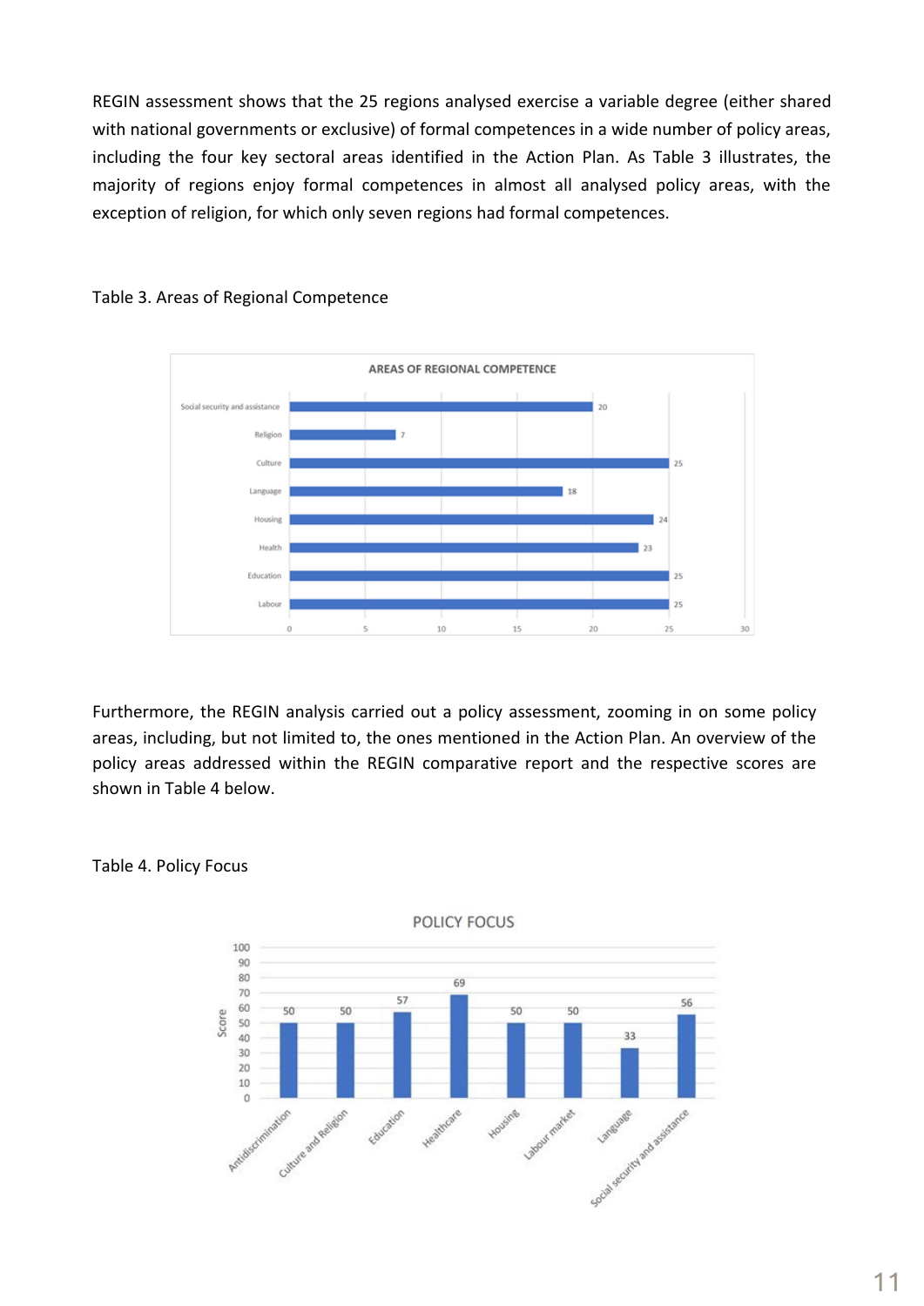REGIN assessment shows that the 25 regions analysed exercise a variable degree (either shared with national governments or exclusive) of formal competences in a wide number of policy areas, including the four key sectoral areas identified in the Action Plan. As Table 3 illustrates, the majority of regions enjoy formal competences in almost all analysed policy areas, with the exception of religion, for which only seven regions had formal competences.

Table 3. Areas of Regional Competence

**AREAS OF REGIONAL COMPETENCE**

| Area | Number of regions |
|---|---|
| Social security and assistance | 20 |
| Religion | 7 |
| Culture | 25 |
| Language | 18 |
| Housing | 24 |
| Health | 23 |
| Education | 25 |
| Labour | 25 |

Furthermore, the REGIN analysis carried out a policy assessment, zooming in on some policy areas, including, but not limited to, the ones mentioned in the Action Plan. An overview of the policy areas addressed within the REGIN comparative report and the respective scores are shown in Table 4 below.

Table 4. Policy Focus

**POLICY FOCUS**

| Policy area | Score |
|---|---|
| Antidiscrimination | 50 |
| Culture and Religion | 50 |
| Education | 57 |
| Healthcare | 69 |
| Housing | 50 |
| Labour market | 50 |
| Language | 33 |
| Social security and assistance | 56 |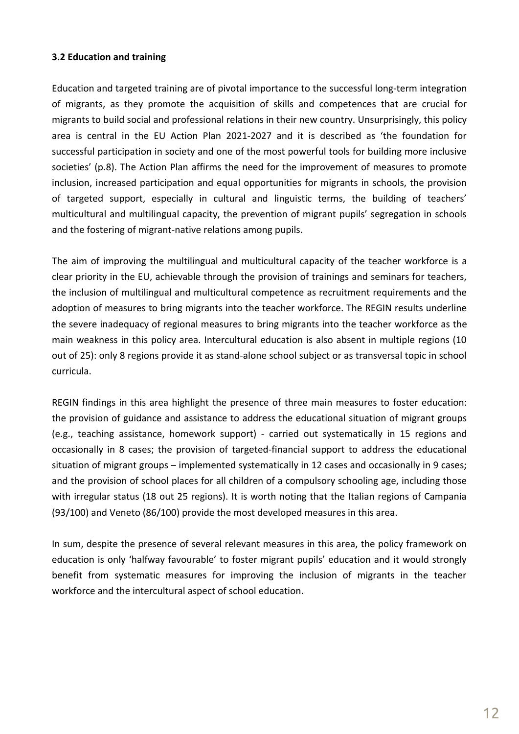### 3.2 Education and training

Education and targeted training are of pivotal importance to the successful long-term integration of migrants, as they promote the acquisition of skills and competences that are crucial for migrants to build social and professional relations in their new country. Unsurprisingly, this policy area is central in the EU Action Plan 2021-2027 and it is described as 'the foundation for successful participation in society and one of the most powerful tools for building more inclusive societies' (p.8). The Action Plan affirms the need for the improvement of measures to promote inclusion, increased participation and equal opportunities for migrants in schools, the provision of targeted support, especially in cultural and linguistic terms, the building of teachers' multicultural and multilingual capacity, the prevention of migrant pupils' segregation in schools and the fostering of migrant-native relations among pupils.

The aim of improving the multilingual and multicultural capacity of the teacher workforce is a clear priority in the EU, achievable through the provision of trainings and seminars for teachers, the inclusion of multilingual and multicultural competence as recruitment requirements and the adoption of measures to bring migrants into the teacher workforce. The REGIN results underline the severe inadequacy of regional measures to bring migrants into the teacher workforce as the main weakness in this policy area. Intercultural education is also absent in multiple regions (10 out of 25): only 8 regions provide it as stand-alone school subject or as transversal topic in school curricula.

REGIN findings in this area highlight the presence of three main measures to foster education: the provision of guidance and assistance to address the educational situation of migrant groups (e.g., teaching assistance, homework support) - carried out systematically in 15 regions and occasionally in 8 cases; the provision of targeted-financial support to address the educational situation of migrant groups – implemented systematically in 12 cases and occasionally in 9 cases; and the provision of school places for all children of a compulsory schooling age, including those with irregular status (18 out 25 regions). It is worth noting that the Italian regions of Campania (93/100) and Veneto (86/100) provide the most developed measures in this area.

In sum, despite the presence of several relevant measures in this area, the policy framework on education is only 'halfway favourable' to foster migrant pupils' education and it would strongly benefit from systematic measures for improving the inclusion of migrants in the teacher workforce and the intercultural aspect of school education.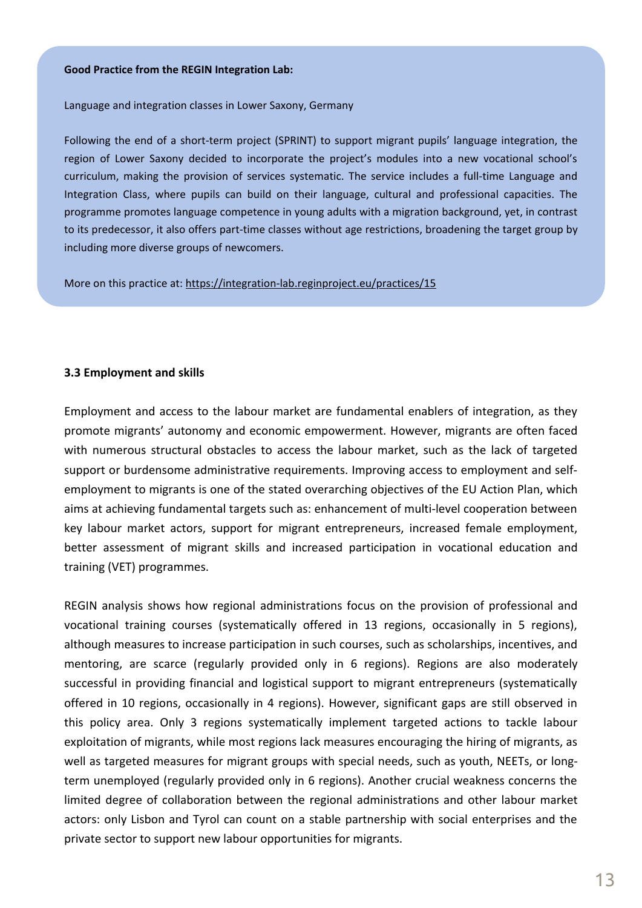**Good Practice from the REGIN Integration Lab:**

Language and integration classes in Lower Saxony, Germany

Following the end of a short-term project (SPRINT) to support migrant pupils' language integration, the region of Lower Saxony decided to incorporate the project's modules into a new vocational school's curriculum, making the provision of services systematic. The service includes a full-time Language and Integration Class, where pupils can build on their language, cultural and professional capacities. The programme promotes language competence in young adults with a migration background, yet, in contrast to its predecessor, it also offers part-time classes without age restrictions, broadening the target group by including more diverse groups of newcomers.

More on this practice at: https://integration-lab.reginproject.eu/practices/15

### 3.3 Employment and skills

Employment and access to the labour market are fundamental enablers of integration, as they promote migrants' autonomy and economic empowerment. However, migrants are often faced with numerous structural obstacles to access the labour market, such as the lack of targeted support or burdensome administrative requirements. Improving access to employment and self-employment to migrants is one of the stated overarching objectives of the EU Action Plan, which aims at achieving fundamental targets such as: enhancement of multi-level cooperation between key labour market actors, support for migrant entrepreneurs, increased female employment, better assessment of migrant skills and increased participation in vocational education and training (VET) programmes.

REGIN analysis shows how regional administrations focus on the provision of professional and vocational training courses (systematically offered in 13 regions, occasionally in 5 regions), although measures to increase participation in such courses, such as scholarships, incentives, and mentoring, are scarce (regularly provided only in 6 regions). Regions are also moderately successful in providing financial and logistical support to migrant entrepreneurs (systematically offered in 10 regions, occasionally in 4 regions). However, significant gaps are still observed in this policy area. Only 3 regions systematically implement targeted actions to tackle labour exploitation of migrants, while most regions lack measures encouraging the hiring of migrants, as well as targeted measures for migrant groups with special needs, such as youth, NEETs, or long-term unemployed (regularly provided only in 6 regions). Another crucial weakness concerns the limited degree of collaboration between the regional administrations and other labour market actors: only Lisbon and Tyrol can count on a stable partnership with social enterprises and the private sector to support new labour opportunities for migrants.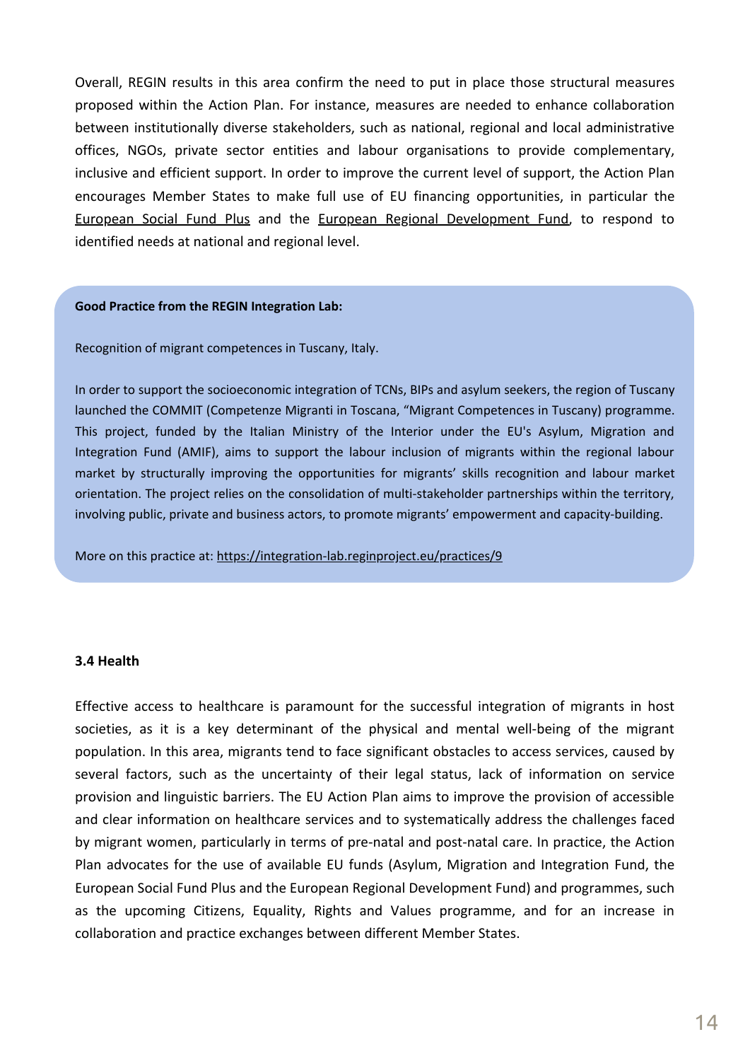Overall, REGIN results in this area confirm the need to put in place those structural measures proposed within the Action Plan. For instance, measures are needed to enhance collaboration between institutionally diverse stakeholders, such as national, regional and local administrative offices, NGOs, private sector entities and labour organisations to provide complementary, inclusive and efficient support. In order to improve the current level of support, the Action Plan encourages Member States to make full use of EU financing opportunities, in particular the European Social Fund Plus and the European Regional Development Fund, to respond to identified needs at national and regional level.

**Good Practice from the REGIN Integration Lab:**

Recognition of migrant competences in Tuscany, Italy.

In order to support the socioeconomic integration of TCNs, BIPs and asylum seekers, the region of Tuscany launched the COMMIT (Competenze Migranti in Toscana, "Migrant Competences in Tuscany) programme. This project, funded by the Italian Ministry of the Interior under the EU's Asylum, Migration and Integration Fund (AMIF), aims to support the labour inclusion of migrants within the regional labour market by structurally improving the opportunities for migrants' skills recognition and labour market orientation. The project relies on the consolidation of multi-stakeholder partnerships within the territory, involving public, private and business actors, to promote migrants' empowerment and capacity-building.

More on this practice at: https://integration-lab.reginproject.eu/practices/9

### 3.4 Health

Effective access to healthcare is paramount for the successful integration of migrants in host societies, as it is a key determinant of the physical and mental well-being of the migrant population. In this area, migrants tend to face significant obstacles to access services, caused by several factors, such as the uncertainty of their legal status, lack of information on service provision and linguistic barriers. The EU Action Plan aims to improve the provision of accessible and clear information on healthcare services and to systematically address the challenges faced by migrant women, particularly in terms of pre-natal and post-natal care. In practice, the Action Plan advocates for the use of available EU funds (Asylum, Migration and Integration Fund, the European Social Fund Plus and the European Regional Development Fund) and programmes, such as the upcoming Citizens, Equality, Rights and Values programme, and for an increase in collaboration and practice exchanges between different Member States.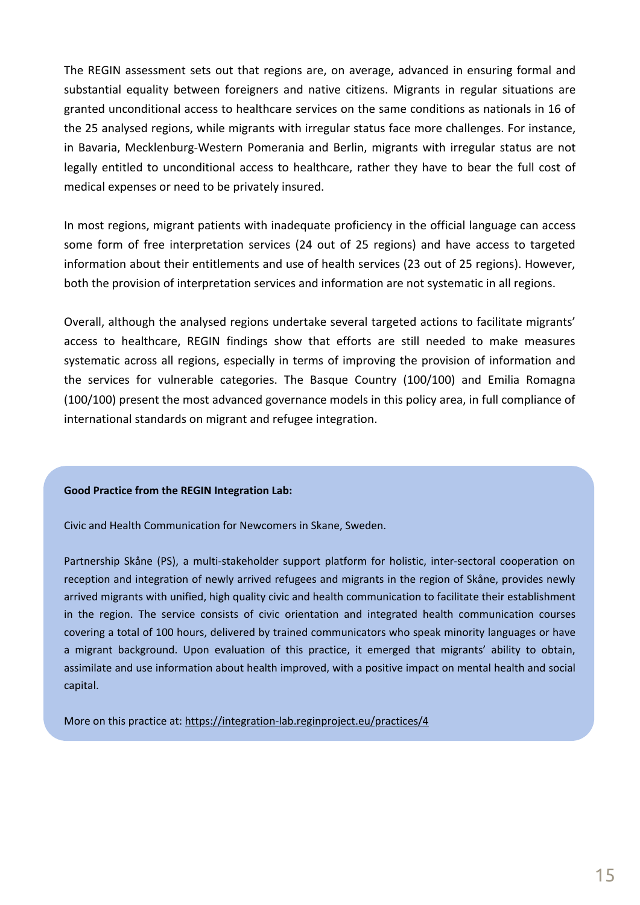The REGIN assessment sets out that regions are, on average, advanced in ensuring formal and substantial equality between foreigners and native citizens. Migrants in regular situations are granted unconditional access to healthcare services on the same conditions as nationals in 16 of the 25 analysed regions, while migrants with irregular status face more challenges. For instance, in Bavaria, Mecklenburg-Western Pomerania and Berlin, migrants with irregular status are not legally entitled to unconditional access to healthcare, rather they have to bear the full cost of medical expenses or need to be privately insured.

In most regions, migrant patients with inadequate proficiency in the official language can access some form of free interpretation services (24 out of 25 regions) and have access to targeted information about their entitlements and use of health services (23 out of 25 regions). However, both the provision of interpretation services and information are not systematic in all regions.

Overall, although the analysed regions undertake several targeted actions to facilitate migrants' access to healthcare, REGIN findings show that efforts are still needed to make measures systematic across all regions, especially in terms of improving the provision of information and the services for vulnerable categories. The Basque Country (100/100) and Emilia Romagna (100/100) present the most advanced governance models in this policy area, in full compliance of international standards on migrant and refugee integration.

**Good Practice from the REGIN Integration Lab:**

Civic and Health Communication for Newcomers in Skane, Sweden.

Partnership Skåne (PS), a multi-stakeholder support platform for holistic, inter-sectoral cooperation on reception and integration of newly arrived refugees and migrants in the region of Skåne, provides newly arrived migrants with unified, high quality civic and health communication to facilitate their establishment in the region. The service consists of civic orientation and integrated health communication courses covering a total of 100 hours, delivered by trained communicators who speak minority languages or have a migrant background. Upon evaluation of this practice, it emerged that migrants' ability to obtain, assimilate and use information about health improved, with a positive impact on mental health and social capital.

More on this practice at: https://integration-lab.reginproject.eu/practices/4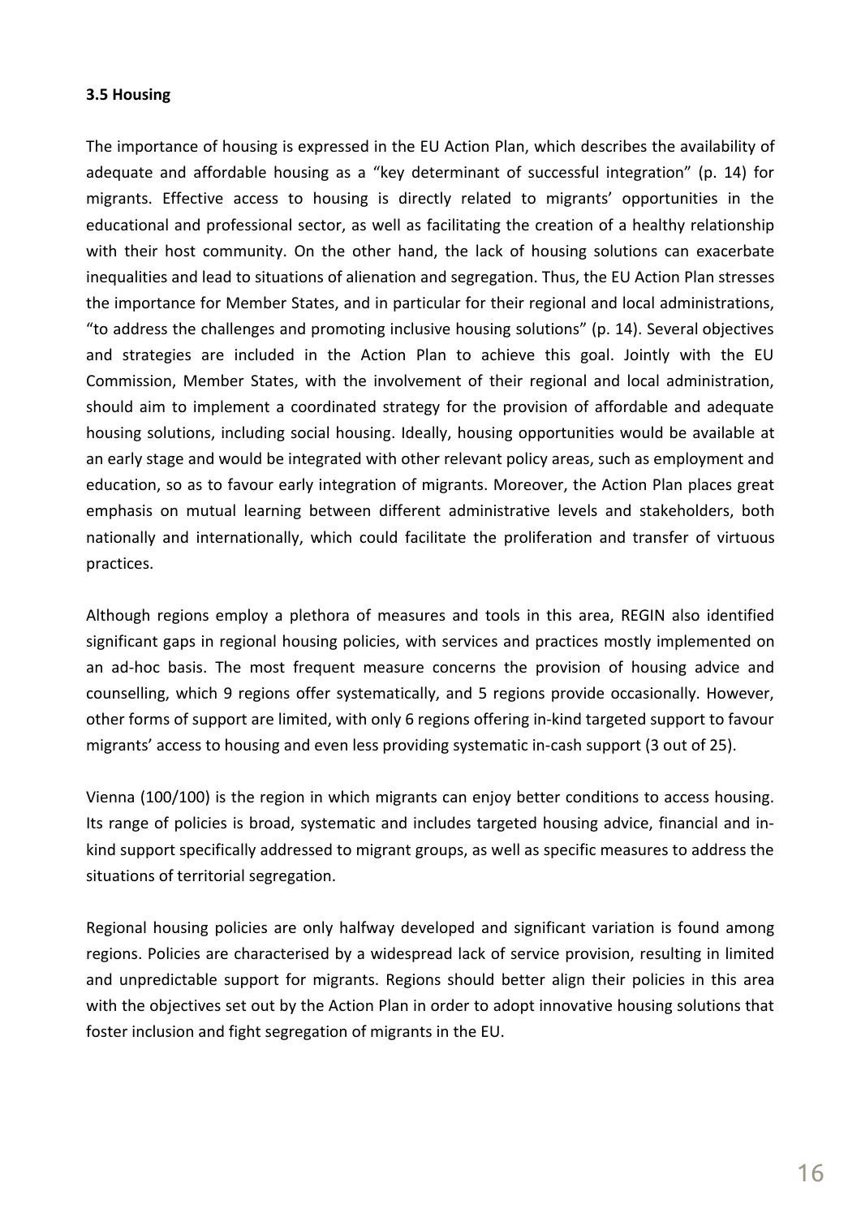### 3.5 Housing

The importance of housing is expressed in the EU Action Plan, which describes the availability of adequate and affordable housing as a "key determinant of successful integration" (p. 14) for migrants. Effective access to housing is directly related to migrants' opportunities in the educational and professional sector, as well as facilitating the creation of a healthy relationship with their host community. On the other hand, the lack of housing solutions can exacerbate inequalities and lead to situations of alienation and segregation. Thus, the EU Action Plan stresses the importance for Member States, and in particular for their regional and local administrations, "to address the challenges and promoting inclusive housing solutions" (p. 14). Several objectives and strategies are included in the Action Plan to achieve this goal. Jointly with the EU Commission, Member States, with the involvement of their regional and local administration, should aim to implement a coordinated strategy for the provision of affordable and adequate housing solutions, including social housing. Ideally, housing opportunities would be available at an early stage and would be integrated with other relevant policy areas, such as employment and education, so as to favour early integration of migrants. Moreover, the Action Plan places great emphasis on mutual learning between different administrative levels and stakeholders, both nationally and internationally, which could facilitate the proliferation and transfer of virtuous practices.

Although regions employ a plethora of measures and tools in this area, REGIN also identified significant gaps in regional housing policies, with services and practices mostly implemented on an ad-hoc basis. The most frequent measure concerns the provision of housing advice and counselling, which 9 regions offer systematically, and 5 regions provide occasionally. However, other forms of support are limited, with only 6 regions offering in-kind targeted support to favour migrants' access to housing and even less providing systematic in-cash support (3 out of 25).

Vienna (100/100) is the region in which migrants can enjoy better conditions to access housing. Its range of policies is broad, systematic and includes targeted housing advice, financial and in-kind support specifically addressed to migrant groups, as well as specific measures to address the situations of territorial segregation.

Regional housing policies are only halfway developed and significant variation is found among regions. Policies are characterised by a widespread lack of service provision, resulting in limited and unpredictable support for migrants. Regions should better align their policies in this area with the objectives set out by the Action Plan in order to adopt innovative housing solutions that foster inclusion and fight segregation of migrants in the EU.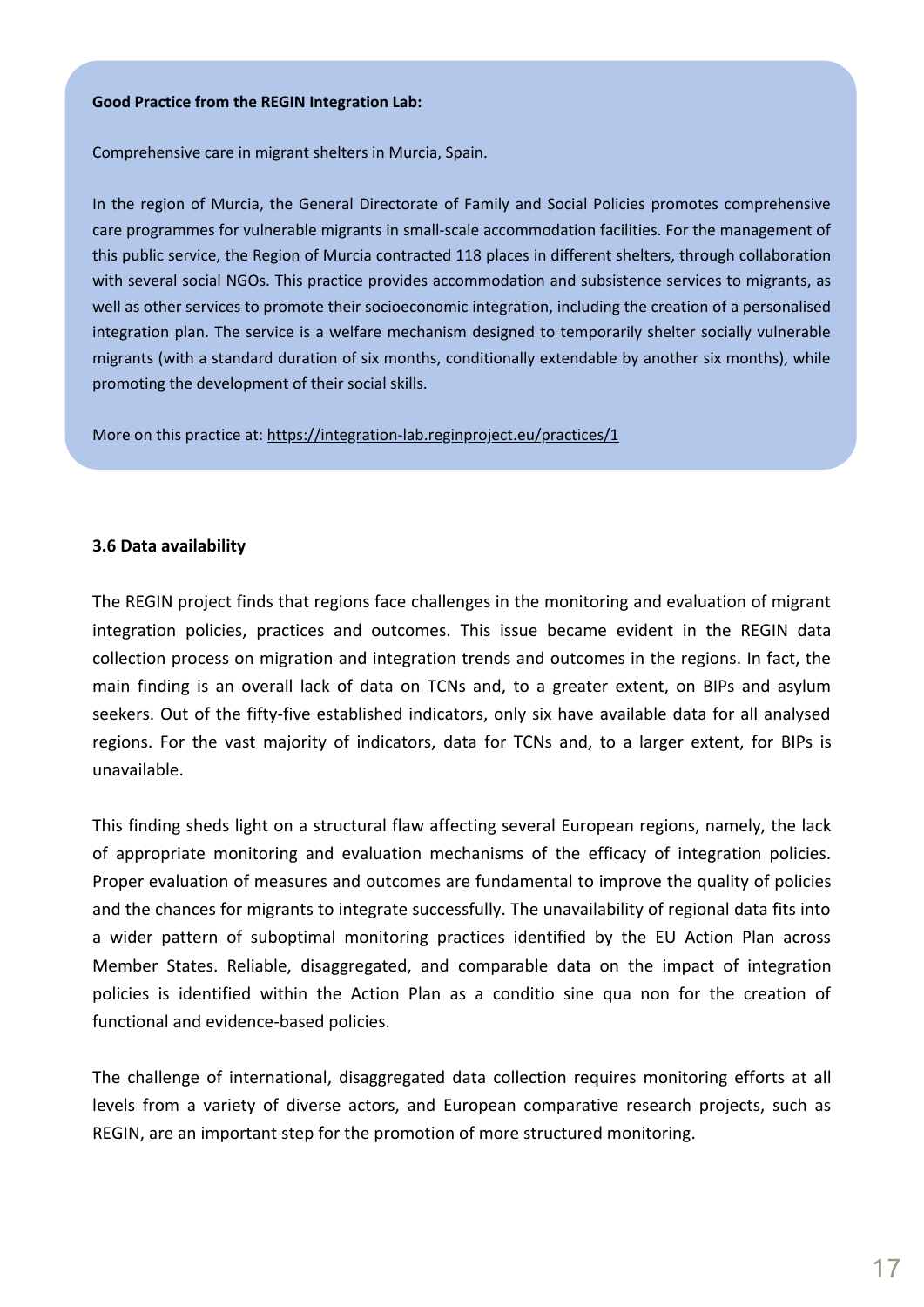**Good Practice from the REGIN Integration Lab:**

Comprehensive care in migrant shelters in Murcia, Spain.

In the region of Murcia, the General Directorate of Family and Social Policies promotes comprehensive care programmes for vulnerable migrants in small-scale accommodation facilities. For the management of this public service, the Region of Murcia contracted 118 places in different shelters, through collaboration with several social NGOs. This practice provides accommodation and subsistence services to migrants, as well as other services to promote their socioeconomic integration, including the creation of a personalised integration plan. The service is a welfare mechanism designed to temporarily shelter socially vulnerable migrants (with a standard duration of six months, conditionally extendable by another six months), while promoting the development of their social skills.

More on this practice at: https://integration-lab.reginproject.eu/practices/1

### 3.6 Data availability

The REGIN project finds that regions face challenges in the monitoring and evaluation of migrant integration policies, practices and outcomes. This issue became evident in the REGIN data collection process on migration and integration trends and outcomes in the regions. In fact, the main finding is an overall lack of data on TCNs and, to a greater extent, on BIPs and asylum seekers. Out of the fifty-five established indicators, only six have available data for all analysed regions. For the vast majority of indicators, data for TCNs and, to a larger extent, for BIPs is unavailable.

This finding sheds light on a structural flaw affecting several European regions, namely, the lack of appropriate monitoring and evaluation mechanisms of the efficacy of integration policies. Proper evaluation of measures and outcomes are fundamental to improve the quality of policies and the chances for migrants to integrate successfully. The unavailability of regional data fits into a wider pattern of suboptimal monitoring practices identified by the EU Action Plan across Member States. Reliable, disaggregated, and comparable data on the impact of integration policies is identified within the Action Plan as a conditio sine qua non for the creation of functional and evidence-based policies.

The challenge of international, disaggregated data collection requires monitoring efforts at all levels from a variety of diverse actors, and European comparative research projects, such as REGIN, are an important step for the promotion of more structured monitoring.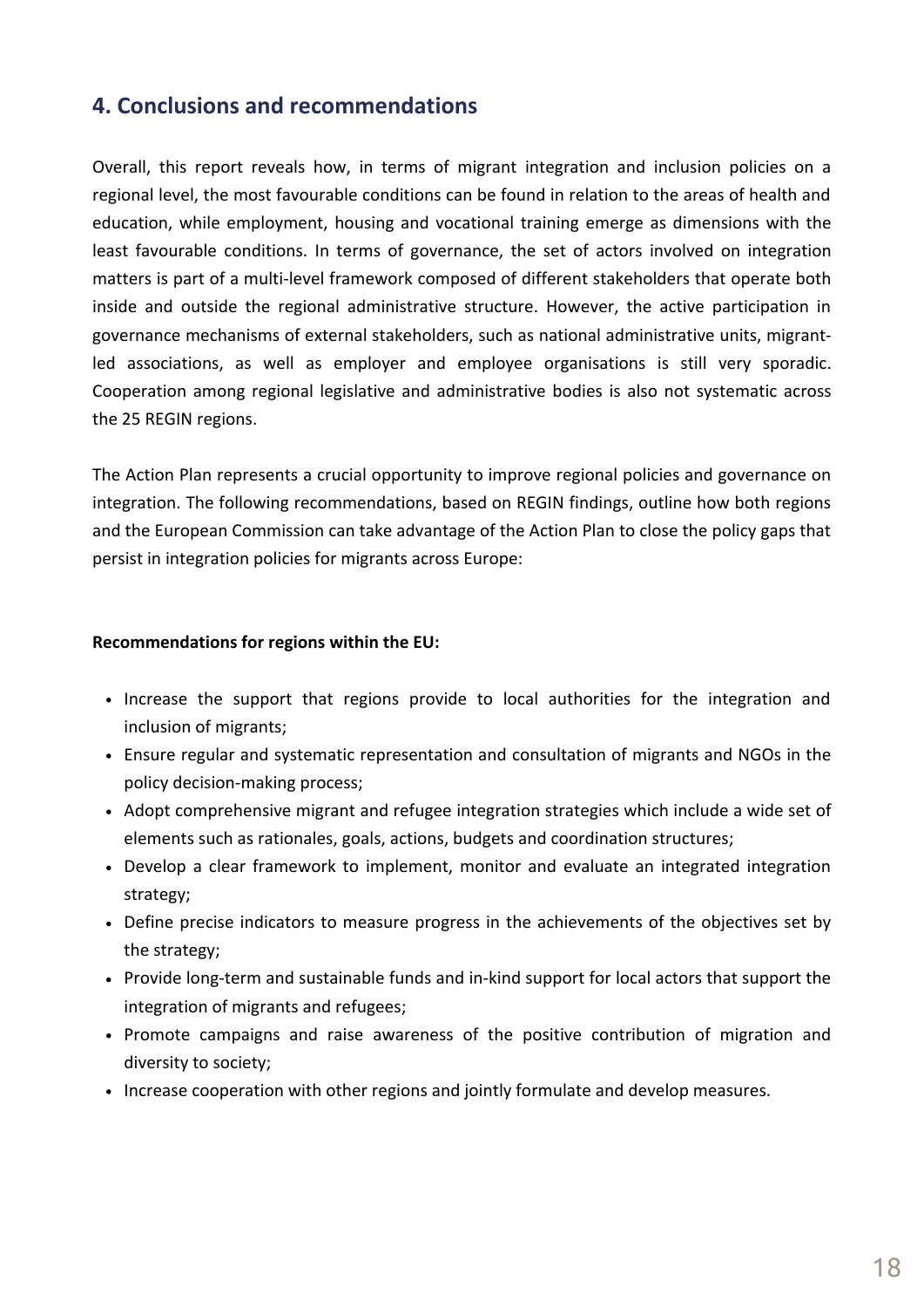## 4. Conclusions and recommendations

Overall, this report reveals how, in terms of migrant integration and inclusion policies on a regional level, the most favourable conditions can be found in relation to the areas of health and education, while employment, housing and vocational training emerge as dimensions with the least favourable conditions. In terms of governance, the set of actors involved on integration matters is part of a multi-level framework composed of different stakeholders that operate both inside and outside the regional administrative structure. However, the active participation in governance mechanisms of external stakeholders, such as national administrative units, migrant-led associations, as well as employer and employee organisations is still very sporadic. Cooperation among regional legislative and administrative bodies is also not systematic across the 25 REGIN regions.

The Action Plan represents a crucial opportunity to improve regional policies and governance on integration. The following recommendations, based on REGIN findings, outline how both regions and the European Commission can take advantage of the Action Plan to close the policy gaps that persist in integration policies for migrants across Europe:

**Recommendations for regions within the EU:**

- Increase the support that regions provide to local authorities for the integration and inclusion of migrants;
- Ensure regular and systematic representation and consultation of migrants and NGOs in the policy decision-making process;
- Adopt comprehensive migrant and refugee integration strategies which include a wide set of elements such as rationales, goals, actions, budgets and coordination structures;
- Develop a clear framework to implement, monitor and evaluate an integrated integration strategy;
- Define precise indicators to measure progress in the achievements of the objectives set by the strategy;
- Provide long-term and sustainable funds and in-kind support for local actors that support the integration of migrants and refugees;
- Promote campaigns and raise awareness of the positive contribution of migration and diversity to society;
- Increase cooperation with other regions and jointly formulate and develop measures.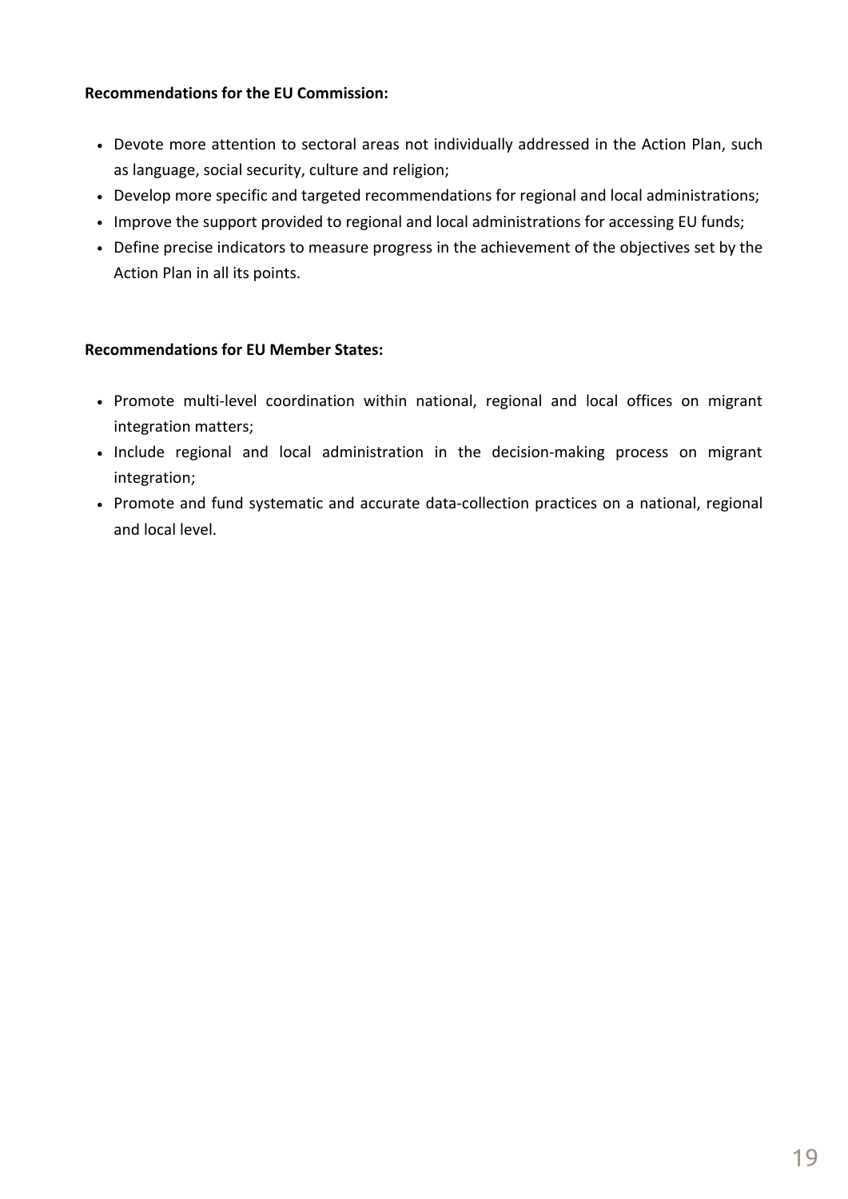**Recommendations for the EU Commission:**

- Devote more attention to sectoral areas not individually addressed in the Action Plan, such as language, social security, culture and religion;
- Develop more specific and targeted recommendations for regional and local administrations;
- Improve the support provided to regional and local administrations for accessing EU funds;
- Define precise indicators to measure progress in the achievement of the objectives set by the Action Plan in all its points.

**Recommendations for EU Member States:**

- Promote multi-level coordination within national, regional and local offices on migrant integration matters;
- Include regional and local administration in the decision-making process on migrant integration;
- Promote and fund systematic and accurate data-collection practices on a national, regional and local level.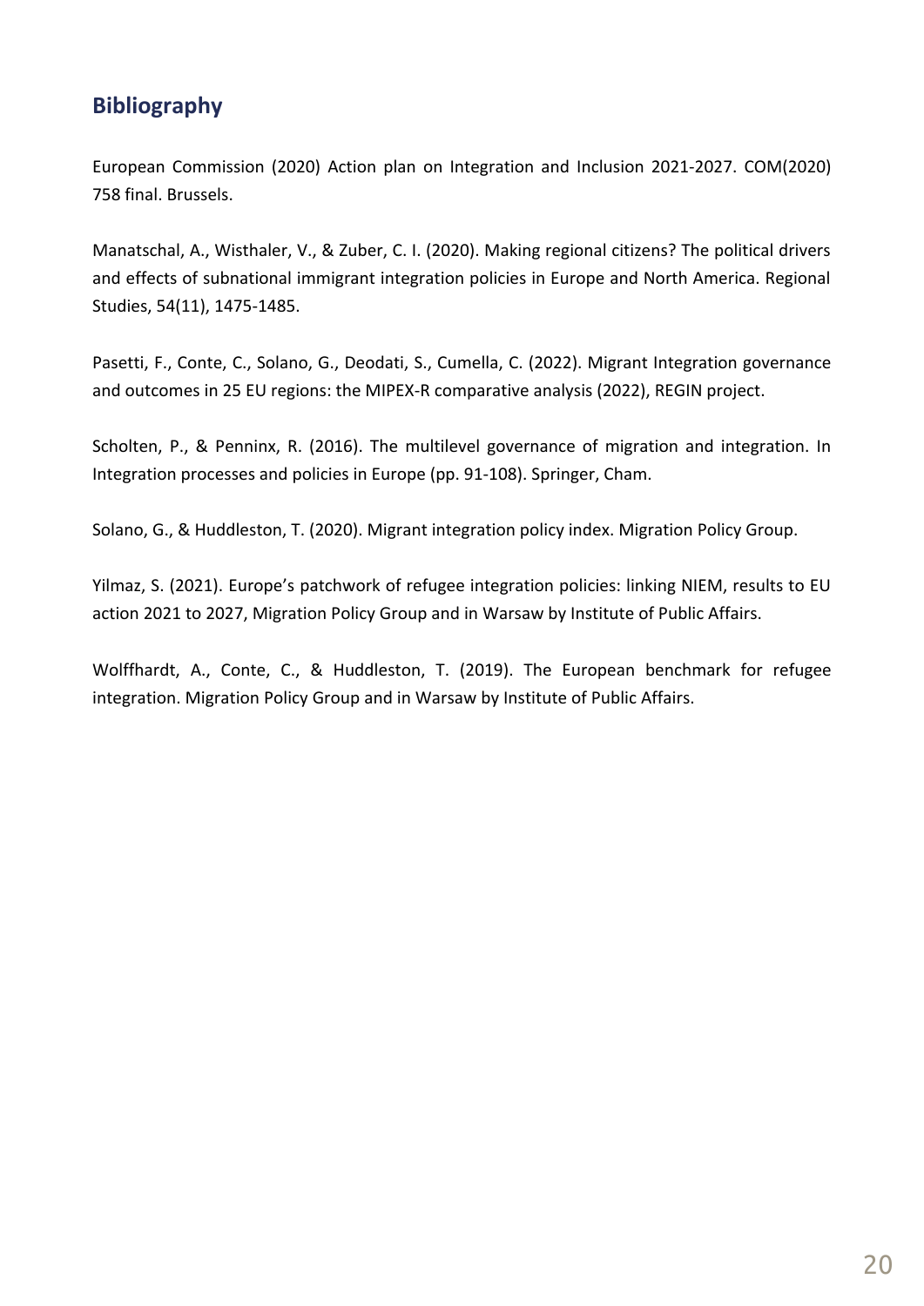## Bibliography

European Commission (2020) Action plan on Integration and Inclusion 2021-2027. COM(2020) 758 final. Brussels.

Manatschal, A., Wisthaler, V., & Zuber, C. I. (2020). Making regional citizens? The political drivers and effects of subnational immigrant integration policies in Europe and North America. Regional Studies, 54(11), 1475-1485.

Pasetti, F., Conte, C., Solano, G., Deodati, S., Cumella, C. (2022). Migrant Integration governance and outcomes in 25 EU regions: the MIPEX-R comparative analysis (2022), REGIN project.

Scholten, P., & Penninx, R. (2016). The multilevel governance of migration and integration. In Integration processes and policies in Europe (pp. 91-108). Springer, Cham.

Solano, G., & Huddleston, T. (2020). Migrant integration policy index. Migration Policy Group.

Yilmaz, S. (2021). Europe's patchwork of refugee integration policies: linking NIEM, results to EU action 2021 to 2027, Migration Policy Group and in Warsaw by Institute of Public Affairs.

Wolffhardt, A., Conte, C., & Huddleston, T. (2019). The European benchmark for refugee integration. Migration Policy Group and in Warsaw by Institute of Public Affairs.